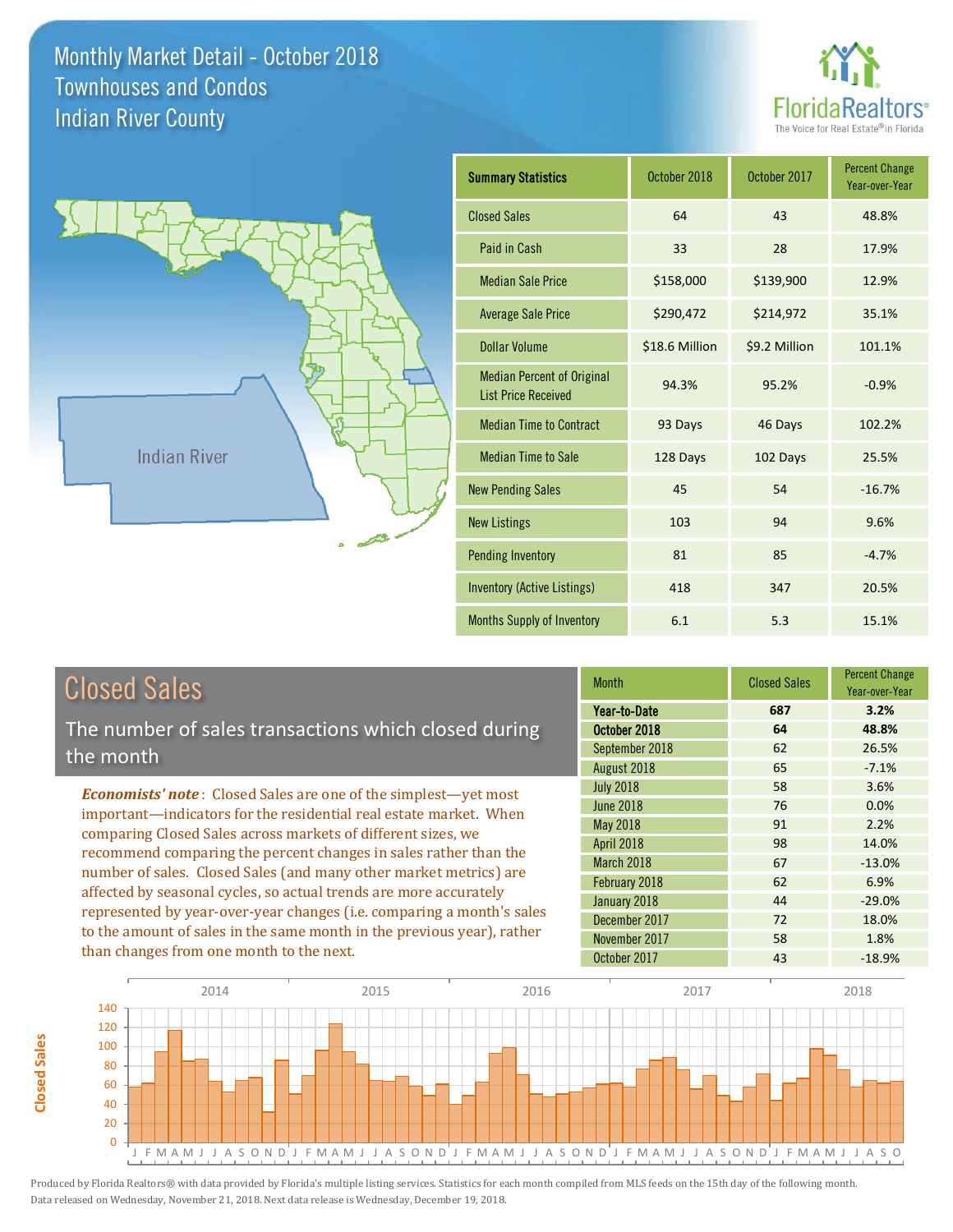# Monthly Market Detail - October 2018
## Townhouses and Condos
## Indian River County

FloridaRealtors® The Voice for Real Estate® in Florida

Indian River

| Summary Statistics | October 2018 | October 2017 | Percent Change Year-over-Year |
|---|---|---|---|
| Closed Sales | 64 | 43 | 48.8% |
| Paid in Cash | 33 | 28 | 17.9% |
| Median Sale Price | $158,000 | $139,900 | 12.9% |
| Average Sale Price | $290,472 | $214,972 | 35.1% |
| Dollar Volume | $18.6 Million | $9.2 Million | 101.1% |
| Median Percent of Original List Price Received | 94.3% | 95.2% | -0.9% |
| Median Time to Contract | 93 Days | 46 Days | 102.2% |
| Median Time to Sale | 128 Days | 102 Days | 25.5% |
| New Pending Sales | 45 | 54 | -16.7% |
| New Listings | 103 | 94 | 9.6% |
| Pending Inventory | 81 | 85 | -4.7% |
| Inventory (Active Listings) | 418 | 347 | 20.5% |
| Months Supply of Inventory | 6.1 | 5.3 | 15.1% |

## Closed Sales

The number of sales transactions which closed during the month

*Economists' note*: Closed Sales are one of the simplest—yet most important—indicators for the residential real estate market. When comparing Closed Sales across markets of different sizes, we recommend comparing the percent changes in sales rather than the number of sales. Closed Sales (and many other market metrics) are affected by seasonal cycles, so actual trends are more accurately represented by year-over-year changes (i.e. comparing a month's sales to the amount of sales in the same month in the previous year), rather than changes from one month to the next.

| Month | Closed Sales | Percent Change Year-over-Year |
|---|---|---|
| **Year-to-Date** | **687** | **3.2%** |
| **October 2018** | **64** | **48.8%** |
| September 2018 | 62 | 26.5% |
| August 2018 | 65 | -7.1% |
| July 2018 | 58 | 3.6% |
| June 2018 | 76 | 0.0% |
| May 2018 | 91 | 2.2% |
| April 2018 | 98 | 14.0% |
| March 2018 | 67 | -13.0% |
| February 2018 | 62 | 6.9% |
| January 2018 | 44 | -29.0% |
| December 2017 | 72 | 18.0% |
| November 2017 | 58 | 1.8% |
| October 2017 | 43 | -18.9% |

Produced by Florida Realtors® with data provided by Florida's multiple listing services. Statistics for each month compiled from MLS feeds on the 15th day of the following month. Data released on Wednesday, November 21, 2018. Next data release is Wednesday, December 19, 2018.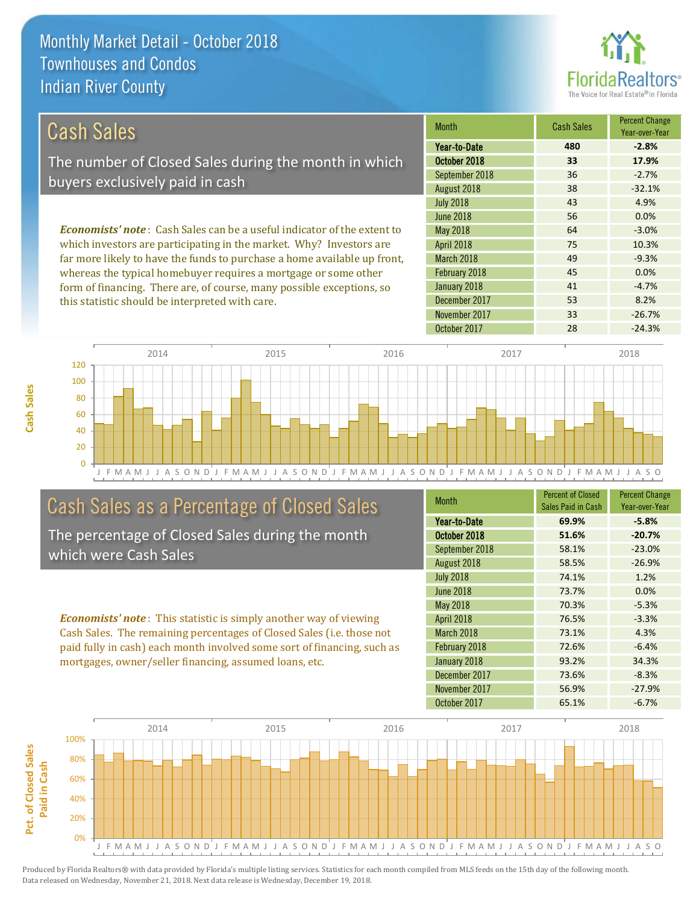# Monthly Market Detail - October 2018
## Townhouses and Condos
## Indian River County

## Cash Sales

The number of Closed Sales during the month in which buyers exclusively paid in cash

*Economists' note*: Cash Sales can be a useful indicator of the extent to which investors are participating in the market. Why? Investors are far more likely to have the funds to purchase a home available up front, whereas the typical homebuyer requires a mortgage or some other form of financing. There are, of course, many possible exceptions, so this statistic should be interpreted with care.

| Month | Cash Sales | Percent Change Year-over-Year |
|---|---|---|
| **Year-to-Date** | **480** | **-2.8%** |
| **October 2018** | **33** | **17.9%** |
| September 2018 | 36 | -2.7% |
| August 2018 | 38 | -32.1% |
| July 2018 | 43 | 4.9% |
| June 2018 | 56 | 0.0% |
| May 2018 | 64 | -3.0% |
| April 2018 | 75 | 10.3% |
| March 2018 | 49 | -9.3% |
| February 2018 | 45 | 0.0% |
| January 2018 | 41 | -4.7% |
| December 2017 | 53 | 8.2% |
| November 2017 | 33 | -26.7% |
| October 2017 | 28 | -24.3% |

## Cash Sales as a Percentage of Closed Sales

The percentage of Closed Sales during the month which were Cash Sales

*Economists' note*: This statistic is simply another way of viewing Cash Sales. The remaining percentages of Closed Sales (i.e. those not paid fully in cash) each month involved some sort of financing, such as mortgages, owner/seller financing, assumed loans, etc.

| Month | Percent of Closed Sales Paid in Cash | Percent Change Year-over-Year |
|---|---|---|
| **Year-to-Date** | **69.9%** | **-5.8%** |
| **October 2018** | **51.6%** | **-20.7%** |
| September 2018 | 58.1% | -23.0% |
| August 2018 | 58.5% | -26.9% |
| July 2018 | 74.1% | 1.2% |
| June 2018 | 73.7% | 0.0% |
| May 2018 | 70.3% | -5.3% |
| April 2018 | 76.5% | -3.3% |
| March 2018 | 73.1% | 4.3% |
| February 2018 | 72.6% | -6.4% |
| January 2018 | 93.2% | 34.3% |
| December 2017 | 73.6% | -8.3% |
| November 2017 | 56.9% | -27.9% |
| October 2017 | 65.1% | -6.7% |

Produced by Florida Realtors® with data provided by Florida's multiple listing services. Statistics for each month compiled from MLS feeds on the 15th day of the following month. Data released on Wednesday, November 21, 2018. Next data release is Wednesday, December 19, 2018.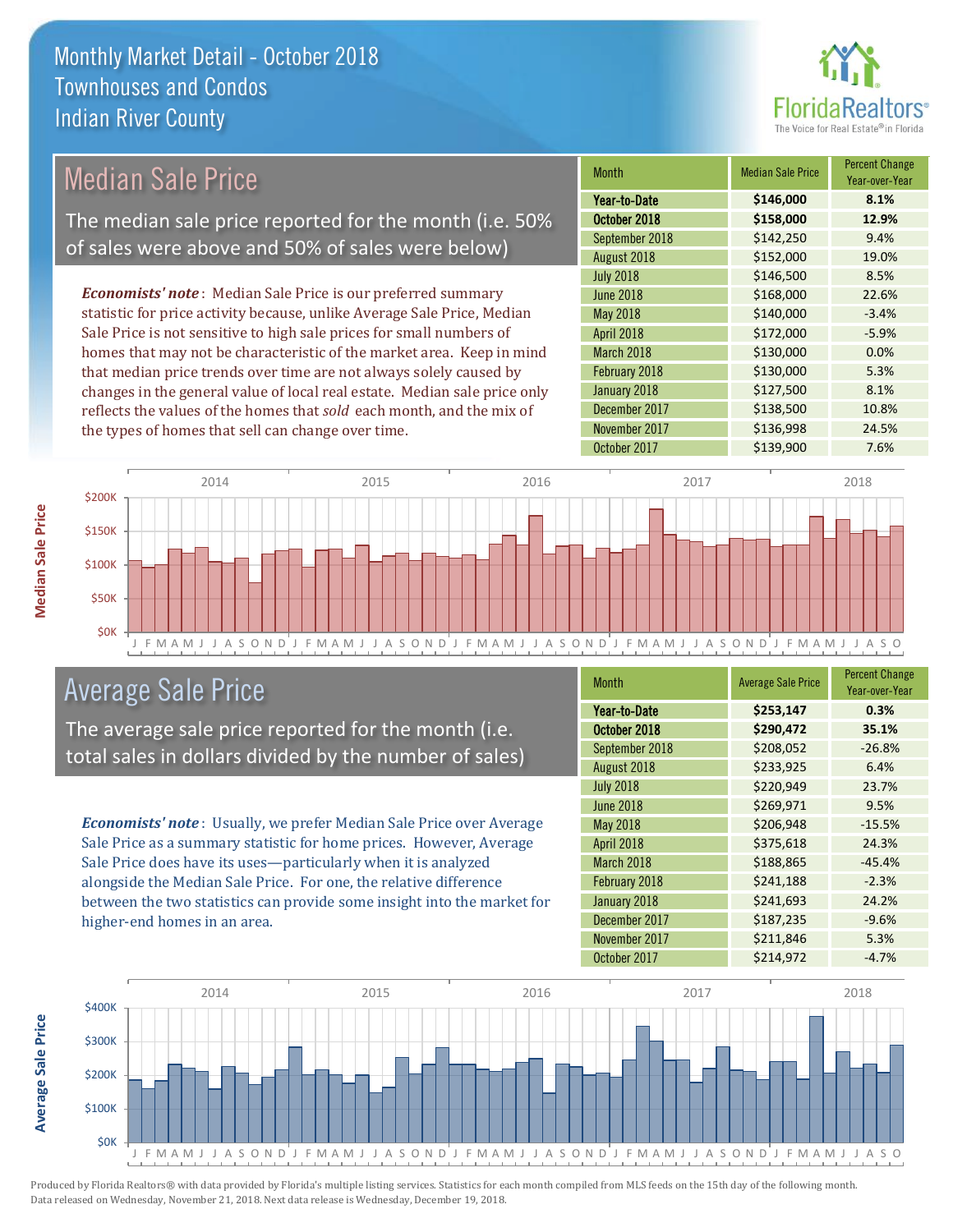Monthly Market Detail - October 2018
Townhouses and Condos
Indian River County

## Median Sale Price

The median sale price reported for the month (i.e. 50% of sales were above and 50% of sales were below)

*Economists' note*: Median Sale Price is our preferred summary statistic for price activity because, unlike Average Sale Price, Median Sale Price is not sensitive to high sale prices for small numbers of homes that may not be characteristic of the market area. Keep in mind that median price trends over time are not always solely caused by changes in the general value of local real estate. Median sale price only reflects the values of the homes that *sold* each month, and the mix of the types of homes that sell can change over time.

| Month | Median Sale Price | Percent Change Year-over-Year |
|---|---|---|
| **Year-to-Date** | **$146,000** | **8.1%** |
| **October 2018** | **$158,000** | **12.9%** |
| September 2018 | $142,250 | 9.4% |
| August 2018 | $152,000 | 19.0% |
| July 2018 | $146,500 | 8.5% |
| June 2018 | $168,000 | 22.6% |
| May 2018 | $140,000 | -3.4% |
| April 2018 | $172,000 | -5.9% |
| March 2018 | $130,000 | 0.0% |
| February 2018 | $130,000 | 5.3% |
| January 2018 | $127,500 | 8.1% |
| December 2017 | $138,500 | 10.8% |
| November 2017 | $136,998 | 24.5% |
| October 2017 | $139,900 | 7.6% |

## Average Sale Price

The average sale price reported for the month (i.e. total sales in dollars divided by the number of sales)

*Economists' note*: Usually, we prefer Median Sale Price over Average Sale Price as a summary statistic for home prices. However, Average Sale Price does have its uses—particularly when it is analyzed alongside the Median Sale Price. For one, the relative difference between the two statistics can provide some insight into the market for higher-end homes in an area.

| Month | Average Sale Price | Percent Change Year-over-Year |
|---|---|---|
| **Year-to-Date** | **$253,147** | **0.3%** |
| **October 2018** | **$290,472** | **35.1%** |
| September 2018 | $208,052 | -26.8% |
| August 2018 | $233,925 | 6.4% |
| July 2018 | $220,949 | 23.7% |
| June 2018 | $269,971 | 9.5% |
| May 2018 | $206,948 | -15.5% |
| April 2018 | $375,618 | 24.3% |
| March 2018 | $188,865 | -45.4% |
| February 2018 | $241,188 | -2.3% |
| January 2018 | $241,693 | 24.2% |
| December 2017 | $187,235 | -9.6% |
| November 2017 | $211,846 | 5.3% |
| October 2017 | $214,972 | -4.7% |

Produced by Florida Realtors® with data provided by Florida's multiple listing services. Statistics for each month compiled from MLS feeds on the 15th day of the following month. Data released on Wednesday, November 21, 2018. Next data release is Wednesday, December 19, 2018.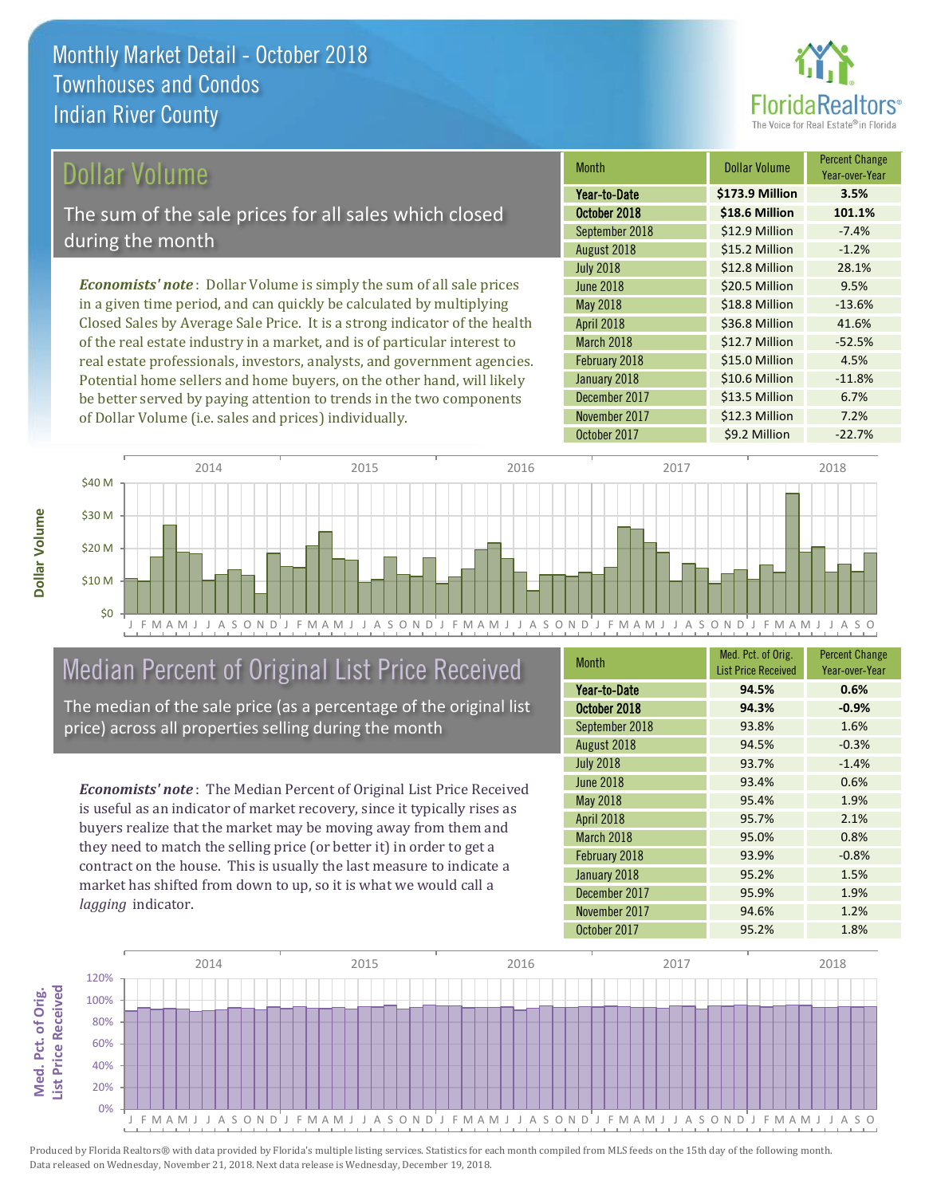# Monthly Market Detail - October 2018
## Townhouses and Condos
## Indian River County

## Dollar Volume

The sum of the sale prices for all sales which closed during the month

*Economists' note*: Dollar Volume is simply the sum of all sale prices in a given time period, and can quickly be calculated by multiplying Closed Sales by Average Sale Price. It is a strong indicator of the health of the real estate industry in a market, and is of particular interest to real estate professionals, investors, analysts, and government agencies. Potential home sellers and home buyers, on the other hand, will likely be better served by paying attention to trends in the two components of Dollar Volume (i.e. sales and prices) individually.

| Month | Dollar Volume | Percent Change Year-over-Year |
|---|---|---|
| **Year-to-Date** | **$173.9 Million** | **3.5%** |
| **October 2018** | **$18.6 Million** | **101.1%** |
| September 2018 | $12.9 Million | -7.4% |
| August 2018 | $15.2 Million | -1.2% |
| July 2018 | $12.8 Million | 28.1% |
| June 2018 | $20.5 Million | 9.5% |
| May 2018 | $18.8 Million | -13.6% |
| April 2018 | $36.8 Million | 41.6% |
| March 2018 | $12.7 Million | -52.5% |
| February 2018 | $15.0 Million | 4.5% |
| January 2018 | $10.6 Million | -11.8% |
| December 2017 | $13.5 Million | 6.7% |
| November 2017 | $12.3 Million | 7.2% |
| October 2017 | $9.2 Million | -22.7% |

## Median Percent of Original List Price Received

The median of the sale price (as a percentage of the original list price) across all properties selling during the month

*Economists' note*: The Median Percent of Original List Price Received is useful as an indicator of market recovery, since it typically rises as buyers realize that the market may be moving away from them and they need to match the selling price (or better it) in order to get a contract on the house. This is usually the last measure to indicate a market has shifted from down to up, so it is what we would call a *lagging* indicator.

| Month | Med. Pct. of Orig. List Price Received | Percent Change Year-over-Year |
|---|---|---|
| **Year-to-Date** | **94.5%** | **0.6%** |
| **October 2018** | **94.3%** | **-0.9%** |
| September 2018 | 93.8% | 1.6% |
| August 2018 | 94.5% | -0.3% |
| July 2018 | 93.7% | -1.4% |
| June 2018 | 93.4% | 0.6% |
| May 2018 | 95.4% | 1.9% |
| April 2018 | 95.7% | 2.1% |
| March 2018 | 95.0% | 0.8% |
| February 2018 | 93.9% | -0.8% |
| January 2018 | 95.2% | 1.5% |
| December 2017 | 95.9% | 1.9% |
| November 2017 | 94.6% | 1.2% |
| October 2017 | 95.2% | 1.8% |

Produced by Florida Realtors® with data provided by Florida's multiple listing services. Statistics for each month compiled from MLS feeds on the 15th day of the following month. Data released on Wednesday, November 21, 2018. Next data release is Wednesday, December 19, 2018.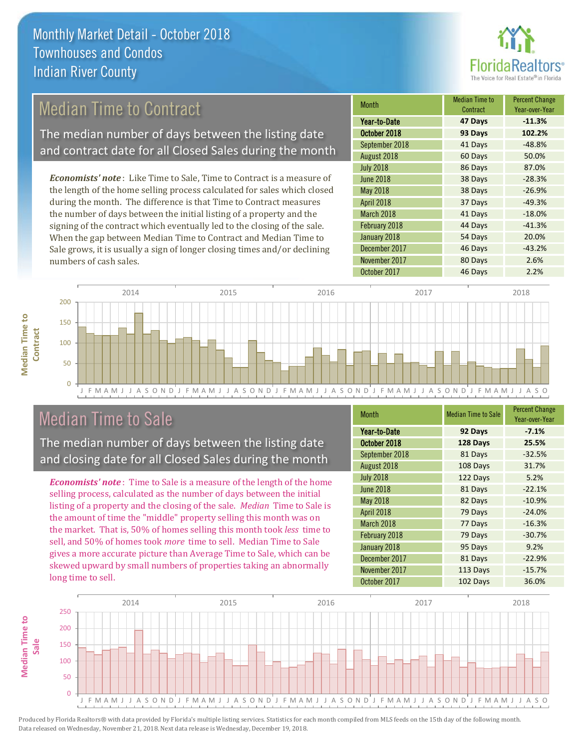# Monthly Market Detail - October 2018
## Townhouses and Condos
## Indian River County

## Median Time to Contract

The median number of days between the listing date and contract date for all Closed Sales during the month

*Economists' note*: Like Time to Sale, Time to Contract is a measure of the length of the home selling process calculated for sales which closed during the month. The difference is that Time to Contract measures the number of days between the initial listing of a property and the signing of the contract which eventually led to the closing of the sale. When the gap between Median Time to Contract and Median Time to Sale grows, it is usually a sign of longer closing times and/or declining numbers of cash sales.

| Month | Median Time to Contract | Percent Change Year-over-Year |
|---|---|---|
| **Year-to-Date** | **47 Days** | **-11.3%** |
| **October 2018** | **93 Days** | **102.2%** |
| September 2018 | 41 Days | -48.8% |
| August 2018 | 60 Days | 50.0% |
| July 2018 | 86 Days | 87.0% |
| June 2018 | 38 Days | -28.3% |
| May 2018 | 38 Days | -26.9% |
| April 2018 | 37 Days | -49.3% |
| March 2018 | 41 Days | -18.0% |
| February 2018 | 44 Days | -41.3% |
| January 2018 | 54 Days | 20.0% |
| December 2017 | 46 Days | -43.2% |
| November 2017 | 80 Days | 2.6% |
| October 2017 | 46 Days | 2.2% |

## Median Time to Sale

The median number of days between the listing date and closing date for all Closed Sales during the month

*Economists' note*: Time to Sale is a measure of the length of the home selling process, calculated as the number of days between the initial listing of a property and the closing of the sale. *Median* Time to Sale is the amount of time the "middle" property selling this month was on the market. That is, 50% of homes selling this month took *less* time to sell, and 50% of homes took *more* time to sell. Median Time to Sale gives a more accurate picture than Average Time to Sale, which can be skewed upward by small numbers of properties taking an abnormally long time to sell.

| Month | Median Time to Sale | Percent Change Year-over-Year |
|---|---|---|
| **Year-to-Date** | **92 Days** | **-7.1%** |
| **October 2018** | **128 Days** | **25.5%** |
| September 2018 | 81 Days | -32.5% |
| August 2018 | 108 Days | 31.7% |
| July 2018 | 122 Days | 5.2% |
| June 2018 | 81 Days | -22.1% |
| May 2018 | 82 Days | -10.9% |
| April 2018 | 79 Days | -24.0% |
| March 2018 | 77 Days | -16.3% |
| February 2018 | 79 Days | -30.7% |
| January 2018 | 95 Days | 9.2% |
| December 2017 | 81 Days | -22.9% |
| November 2017 | 113 Days | -15.7% |
| October 2017 | 102 Days | 36.0% |

Produced by Florida Realtors® with data provided by Florida's multiple listing services. Statistics for each month compiled from MLS feeds on the 15th day of the following month. Data released on Wednesday, November 21, 2018. Next data release is Wednesday, December 19, 2018.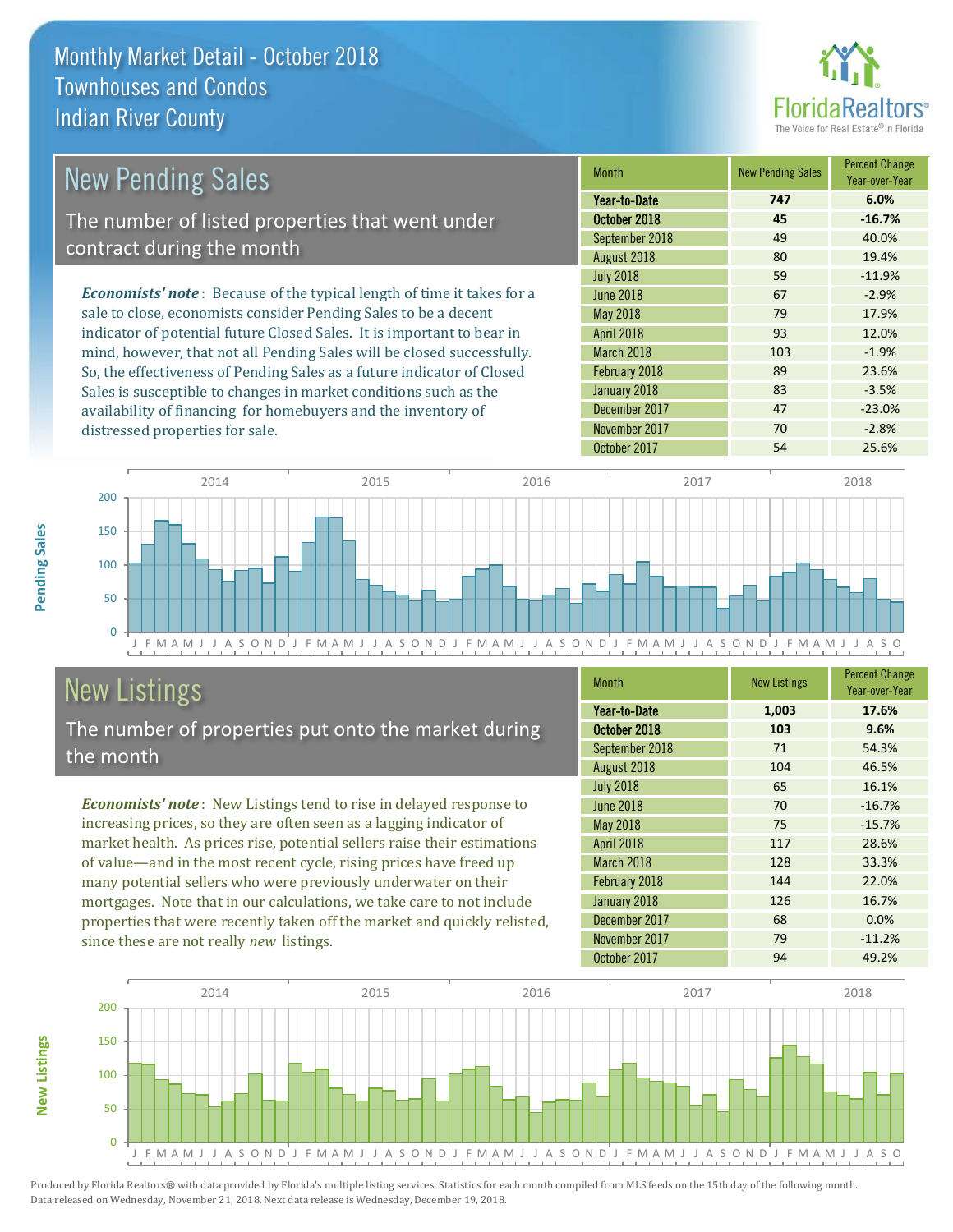# Monthly Market Detail - October 2018
## Townhouses and Condos
## Indian River County

## New Pending Sales

The number of listed properties that went under contract during the month

*Economists' note*: Because of the typical length of time it takes for a sale to close, economists consider Pending Sales to be a decent indicator of potential future Closed Sales. It is important to bear in mind, however, that not all Pending Sales will be closed successfully. So, the effectiveness of Pending Sales as a future indicator of Closed Sales is susceptible to changes in market conditions such as the availability of financing for homebuyers and the inventory of distressed properties for sale.

| Month | New Pending Sales | Percent Change Year-over-Year |
|---|---|---|
| **Year-to-Date** | **747** | **6.0%** |
| **October 2018** | **45** | **-16.7%** |
| September 2018 | 49 | 40.0% |
| August 2018 | 80 | 19.4% |
| July 2018 | 59 | -11.9% |
| June 2018 | 67 | -2.9% |
| May 2018 | 79 | 17.9% |
| April 2018 | 93 | 12.0% |
| March 2018 | 103 | -1.9% |
| February 2018 | 89 | 23.6% |
| January 2018 | 83 | -3.5% |
| December 2017 | 47 | -23.0% |
| November 2017 | 70 | -2.8% |
| October 2017 | 54 | 25.6% |

## New Listings

The number of properties put onto the market during the month

*Economists' note*: New Listings tend to rise in delayed response to increasing prices, so they are often seen as a lagging indicator of market health. As prices rise, potential sellers raise their estimations of value—and in the most recent cycle, rising prices have freed up many potential sellers who were previously underwater on their mortgages. Note that in our calculations, we take care to not include properties that were recently taken off the market and quickly relisted, since these are not really *new* listings.

| Month | New Listings | Percent Change Year-over-Year |
|---|---|---|
| **Year-to-Date** | **1,003** | **17.6%** |
| **October 2018** | **103** | **9.6%** |
| September 2018 | 71 | 54.3% |
| August 2018 | 104 | 46.5% |
| July 2018 | 65 | 16.1% |
| June 2018 | 70 | -16.7% |
| May 2018 | 75 | -15.7% |
| April 2018 | 117 | 28.6% |
| March 2018 | 128 | 33.3% |
| February 2018 | 144 | 22.0% |
| January 2018 | 126 | 16.7% |
| December 2017 | 68 | 0.0% |
| November 2017 | 79 | -11.2% |
| October 2017 | 94 | 49.2% |

Produced by Florida Realtors® with data provided by Florida's multiple listing services. Statistics for each month compiled from MLS feeds on the 15th day of the following month. Data released on Wednesday, November 21, 2018. Next data release is Wednesday, December 19, 2018.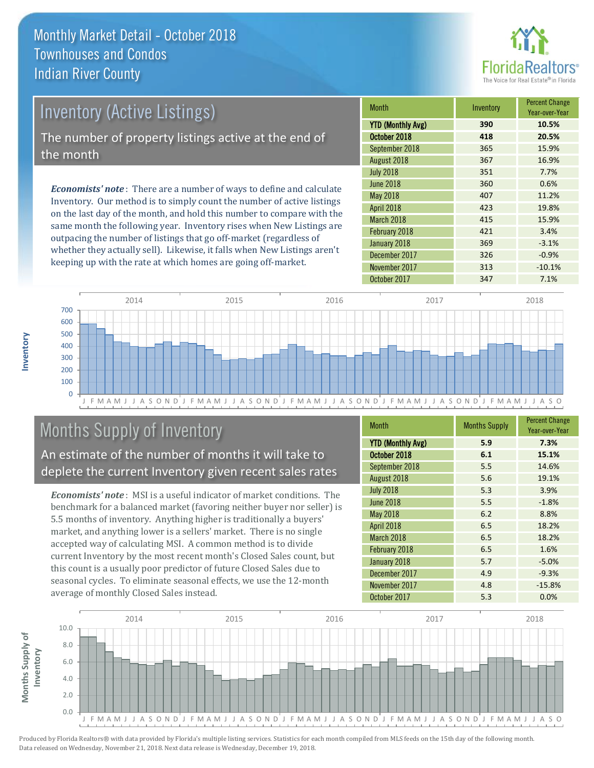# Monthly Market Detail - October 2018
## Townhouses and Condos
## Indian River County

## Inventory (Active Listings)

The number of property listings active at the end of the month

*Economists' note*: There are a number of ways to define and calculate Inventory. Our method is to simply count the number of active listings on the last day of the month, and hold this number to compare with the same month the following year. Inventory rises when New Listings are outpacing the number of listings that go off-market (regardless of whether they actually sell). Likewise, it falls when New Listings aren't keeping up with the rate at which homes are going off-market.

| Month | Inventory | Percent Change Year-over-Year |
|---|---|---|
| **YTD (Monthly Avg)** | **390** | **10.5%** |
| **October 2018** | **418** | **20.5%** |
| September 2018 | 365 | 15.9% |
| August 2018 | 367 | 16.9% |
| July 2018 | 351 | 7.7% |
| June 2018 | 360 | 0.6% |
| May 2018 | 407 | 11.2% |
| April 2018 | 423 | 19.8% |
| March 2018 | 415 | 15.9% |
| February 2018 | 421 | 3.4% |
| January 2018 | 369 | -3.1% |
| December 2017 | 326 | -0.9% |
| November 2017 | 313 | -10.1% |
| October 2017 | 347 | 7.1% |

## Months Supply of Inventory

An estimate of the number of months it will take to deplete the current Inventory given recent sales rates

*Economists' note*: MSI is a useful indicator of market conditions. The benchmark for a balanced market (favoring neither buyer nor seller) is 5.5 months of inventory. Anything higher is traditionally a buyers' market, and anything lower is a sellers' market. There is no single accepted way of calculating MSI. A common method is to divide current Inventory by the most recent month's Closed Sales count, but this count is a usually poor predictor of future Closed Sales due to seasonal cycles. To eliminate seasonal effects, we use the 12-month average of monthly Closed Sales instead.

| Month | Months Supply | Percent Change Year-over-Year |
|---|---|---|
| **YTD (Monthly Avg)** | **5.9** | **7.3%** |
| **October 2018** | **6.1** | **15.1%** |
| September 2018 | 5.5 | 14.6% |
| August 2018 | 5.6 | 19.1% |
| July 2018 | 5.3 | 3.9% |
| June 2018 | 5.5 | -1.8% |
| May 2018 | 6.2 | 8.8% |
| April 2018 | 6.5 | 18.2% |
| March 2018 | 6.5 | 18.2% |
| February 2018 | 6.5 | 1.6% |
| January 2018 | 5.7 | -5.0% |
| December 2017 | 4.9 | -9.3% |
| November 2017 | 4.8 | -15.8% |
| October 2017 | 5.3 | 0.0% |

Produced by Florida Realtors® with data provided by Florida's multiple listing services. Statistics for each month compiled from MLS feeds on the 15th day of the following month. Data released on Wednesday, November 21, 2018. Next data release is Wednesday, December 19, 2018.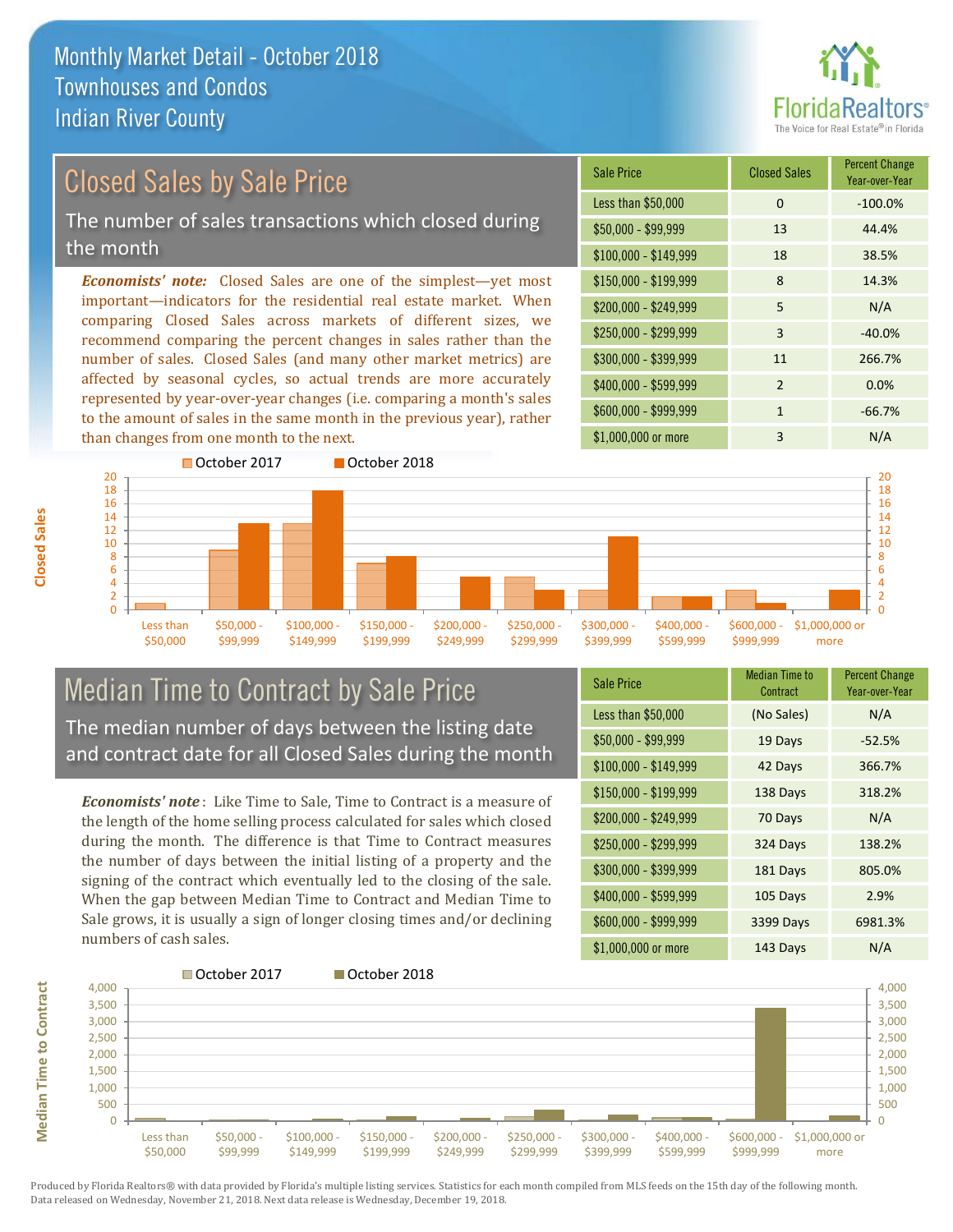# Monthly Market Detail - October 2018
## Townhouses and Condos
## Indian River County

FloridaRealtors® The Voice for Real Estate® in Florida

## Closed Sales by Sale Price

The number of sales transactions which closed during the month

*Economists' note:* Closed Sales are one of the simplest—yet most important—indicators for the residential real estate market. When comparing Closed Sales across markets of different sizes, we recommend comparing the percent changes in sales rather than the number of sales. Closed Sales (and many other market metrics) are affected by seasonal cycles, so actual trends are more accurately represented by year-over-year changes (i.e. comparing a month's sales to the amount of sales in the same month in the previous year), rather than changes from one month to the next.

| Sale Price | Closed Sales | Percent Change Year-over-Year |
|---|---|---|
| Less than $50,000 | 0 | -100.0% |
| $50,000 - $99,999 | 13 | 44.4% |
| $100,000 - $149,999 | 18 | 38.5% |
| $150,000 - $199,999 | 8 | 14.3% |
| $200,000 - $249,999 | 5 | N/A |
| $250,000 - $299,999 | 3 | -40.0% |
| $300,000 - $399,999 | 11 | 266.7% |
| $400,000 - $599,999 | 2 | 0.0% |
| $600,000 - $999,999 | 1 | -66.7% |
| $1,000,000 or more | 3 | N/A |

## Median Time to Contract by Sale Price

The median number of days between the listing date and contract date for all Closed Sales during the month

*Economists' note*: Like Time to Sale, Time to Contract is a measure of the length of the home selling process calculated for sales which closed during the month. The difference is that Time to Contract measures the number of days between the initial listing of a property and the signing of the contract which eventually led to the closing of the sale. When the gap between Median Time to Contract and Median Time to Sale grows, it is usually a sign of longer closing times and/or declining numbers of cash sales.

| Sale Price | Median Time to Contract | Percent Change Year-over-Year |
|---|---|---|
| Less than $50,000 | (No Sales) | N/A |
| $50,000 - $99,999 | 19 Days | -52.5% |
| $100,000 - $149,999 | 42 Days | 366.7% |
| $150,000 - $199,999 | 138 Days | 318.2% |
| $200,000 - $249,999 | 70 Days | N/A |
| $250,000 - $299,999 | 324 Days | 138.2% |
| $300,000 - $399,999 | 181 Days | 805.0% |
| $400,000 - $599,999 | 105 Days | 2.9% |
| $600,000 - $999,999 | 3399 Days | 6981.3% |
| $1,000,000 or more | 143 Days | N/A |

Produced by Florida Realtors® with data provided by Florida's multiple listing services. Statistics for each month compiled from MLS feeds on the 15th day of the following month. Data released on Wednesday, November 21, 2018. Next data release is Wednesday, December 19, 2018.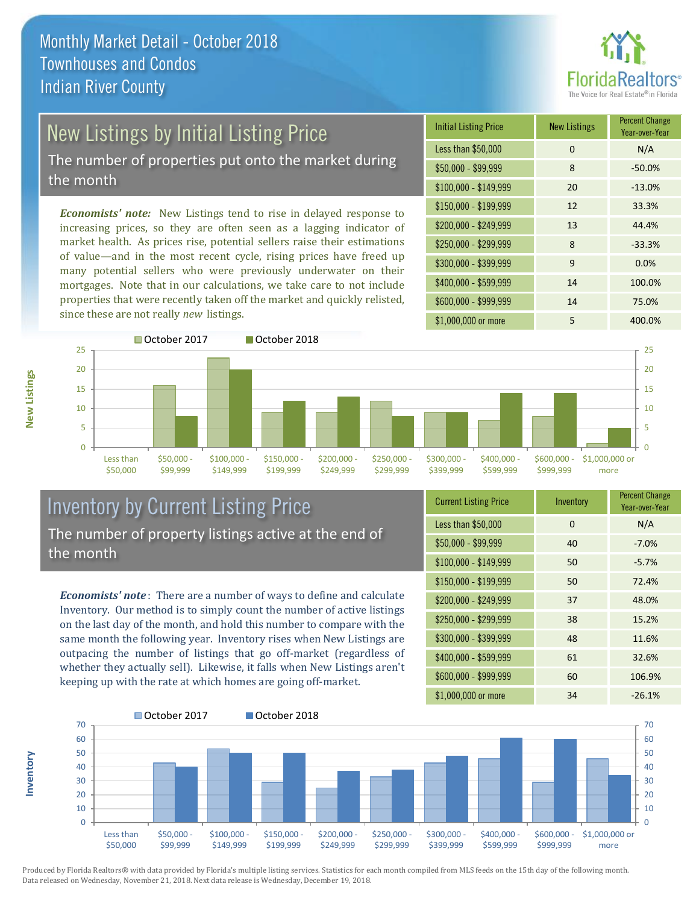# Monthly Market Detail - October 2018
## Townhouses and Condos
## Indian River County

## New Listings by Initial Listing Price

The number of properties put onto the market during the month

*Economists' note:* New Listings tend to rise in delayed response to increasing prices, so they are often seen as a lagging indicator of market health. As prices rise, potential sellers raise their estimations of value—and in the most recent cycle, rising prices have freed up many potential sellers who were previously underwater on their mortgages. Note that in our calculations, we take care to not include properties that were recently taken off the market and quickly relisted, since these are not really *new* listings.

| Initial Listing Price | New Listings | Percent Change Year-over-Year |
|---|---|---|
| Less than $50,000 | 0 | N/A |
| $50,000 - $99,999 | 8 | -50.0% |
| $100,000 - $149,999 | 20 | -13.0% |
| $150,000 - $199,999 | 12 | 33.3% |
| $200,000 - $249,999 | 13 | 44.4% |
| $250,000 - $299,999 | 8 | -33.3% |
| $300,000 - $399,999 | 9 | 0.0% |
| $400,000 - $599,999 | 14 | 100.0% |
| $600,000 - $999,999 | 14 | 75.0% |
| $1,000,000 or more | 5 | 400.0% |

## Inventory by Current Listing Price

The number of property listings active at the end of the month

*Economists' note*: There are a number of ways to define and calculate Inventory. Our method is to simply count the number of active listings on the last day of the month, and hold this number to compare with the same month the following year. Inventory rises when New Listings are outpacing the number of listings that go off-market (regardless of whether they actually sell). Likewise, it falls when New Listings aren't keeping up with the rate at which homes are going off-market.

| Current Listing Price | Inventory | Percent Change Year-over-Year |
|---|---|---|
| Less than $50,000 | 0 | N/A |
| $50,000 - $99,999 | 40 | -7.0% |
| $100,000 - $149,999 | 50 | -5.7% |
| $150,000 - $199,999 | 50 | 72.4% |
| $200,000 - $249,999 | 37 | 48.0% |
| $250,000 - $299,999 | 38 | 15.2% |
| $300,000 - $399,999 | 48 | 11.6% |
| $400,000 - $599,999 | 61 | 32.6% |
| $600,000 - $999,999 | 60 | 106.9% |
| $1,000,000 or more | 34 | -26.1% |

Produced by Florida Realtors® with data provided by Florida's multiple listing services. Statistics for each month compiled from MLS feeds on the 15th day of the following month. Data released on Wednesday, November 21, 2018. Next data release is Wednesday, December 19, 2018.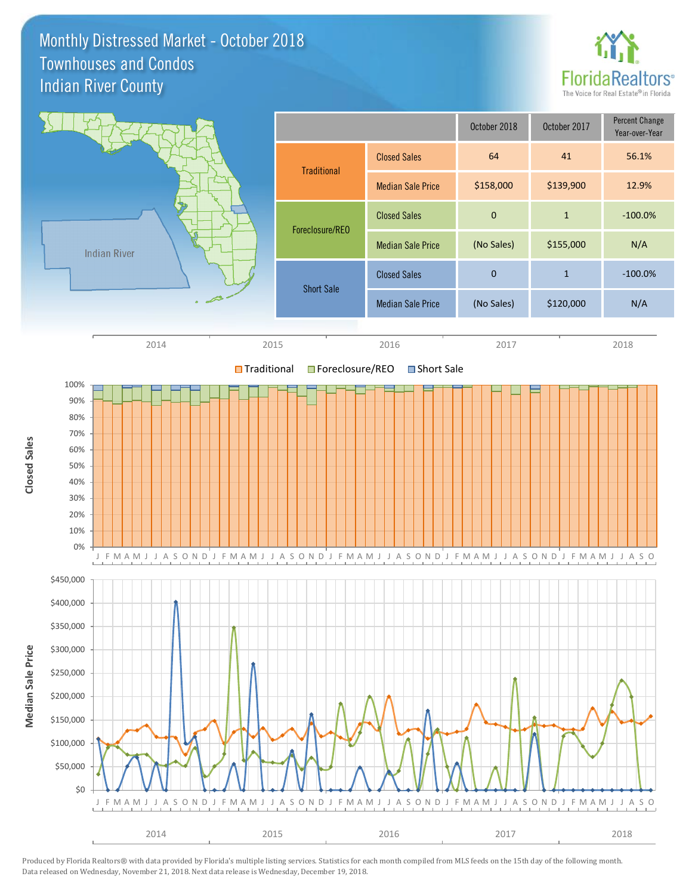# Monthly Distressed Market - October 2018
## Townhouses and Condos
## Indian River County

FloridaRealtors®
The Voice for Real Estate® in Florida

Indian River

| | | October 2018 | October 2017 | Percent Change Year-over-Year |
|---|---|---|---|---|
| Traditional | Closed Sales | 64 | 41 | 56.1% |
| | Median Sale Price | $158,000 | $139,900 | 12.9% |
| Foreclosure/REO | Closed Sales | 0 | 1 | -100.0% |
| | Median Sale Price | (No Sales) | $155,000 | N/A |
| Short Sale | Closed Sales | 0 | 1 | -100.0% |
| | Median Sale Price | (No Sales) | $120,000 | N/A |

2014 2015 2016 2017 2018

Traditional Foreclosure/REO Short Sale

Closed Sales

100% 90% 80% 70% 60% 50% 40% 30% 20% 10% 0%

J F M A M J J A S O N D J F M A M J J A S O N D J F M A M J J A S O N D J F M A M J J A S O N D J F M A M J J A S O

Median Sale Price

$450,000 $400,000 $350,000 $300,000 $250,000 $200,000 $150,000 $100,000 $50,000 $0

J F M A M J J A S O N D J F M A M J J A S O N D J F M A M J J A S O N D J F M A M J J A S O N D J F M A M J J A S O

2014 2015 2016 2017 2018

Produced by Florida Realtors® with data provided by Florida's multiple listing services. Statistics for each month compiled from MLS feeds on the 15th day of the following month. Data released on Wednesday, November 21, 2018. Next data release is Wednesday, December 19, 2018.